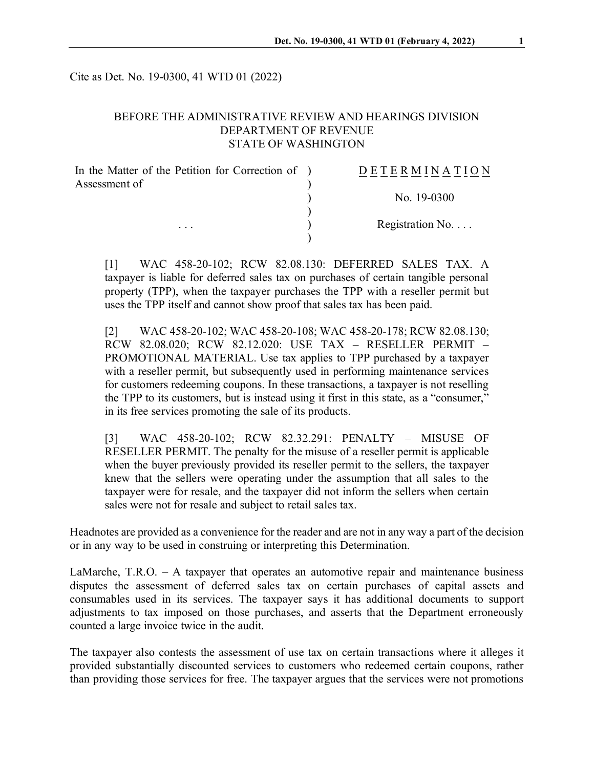Cite as Det. No. 19-0300, 41 WTD 01 (2022)

BEFORE THE ADMINISTRATIVE REVIEW AND HEARINGS DIVISION
DEPARTMENT OF REVENUE
STATE OF WASHINGTON

| In the Matter of the Petition for Correction of Assessment of | ) | D E T E R M I N A T I O N |
|---|---|---|
| | ) | No. 19-0300 |
| . . . | ) | Registration No. . . . |

[1] WAC 458-20-102; RCW 82.08.130: DEFERRED SALES TAX. A taxpayer is liable for deferred sales tax on purchases of certain tangible personal property (TPP), when the taxpayer purchases the TPP with a reseller permit but uses the TPP itself and cannot show proof that sales tax has been paid.

[2] WAC 458-20-102; WAC 458-20-108; WAC 458-20-178; RCW 82.08.130; RCW 82.08.020; RCW 82.12.020: USE TAX – RESELLER PERMIT – PROMOTIONAL MATERIAL. Use tax applies to TPP purchased by a taxpayer with a reseller permit, but subsequently used in performing maintenance services for customers redeeming coupons. In these transactions, a taxpayer is not reselling the TPP to its customers, but is instead using it first in this state, as a "consumer," in its free services promoting the sale of its products.

[3] WAC 458-20-102; RCW 82.32.291: PENALTY – MISUSE OF RESELLER PERMIT. The penalty for the misuse of a reseller permit is applicable when the buyer previously provided its reseller permit to the sellers, the taxpayer knew that the sellers were operating under the assumption that all sales to the taxpayer were for resale, and the taxpayer did not inform the sellers when certain sales were not for resale and subject to retail sales tax.

Headnotes are provided as a convenience for the reader and are not in any way a part of the decision or in any way to be used in construing or interpreting this Determination.

LaMarche, T.R.O. – A taxpayer that operates an automotive repair and maintenance business disputes the assessment of deferred sales tax on certain purchases of capital assets and consumables used in its services. The taxpayer says it has additional documents to support adjustments to tax imposed on those purchases, and asserts that the Department erroneously counted a large invoice twice in the audit.

The taxpayer also contests the assessment of use tax on certain transactions where it alleges it provided substantially discounted services to customers who redeemed certain coupons, rather than providing those services for free. The taxpayer argues that the services were not promotions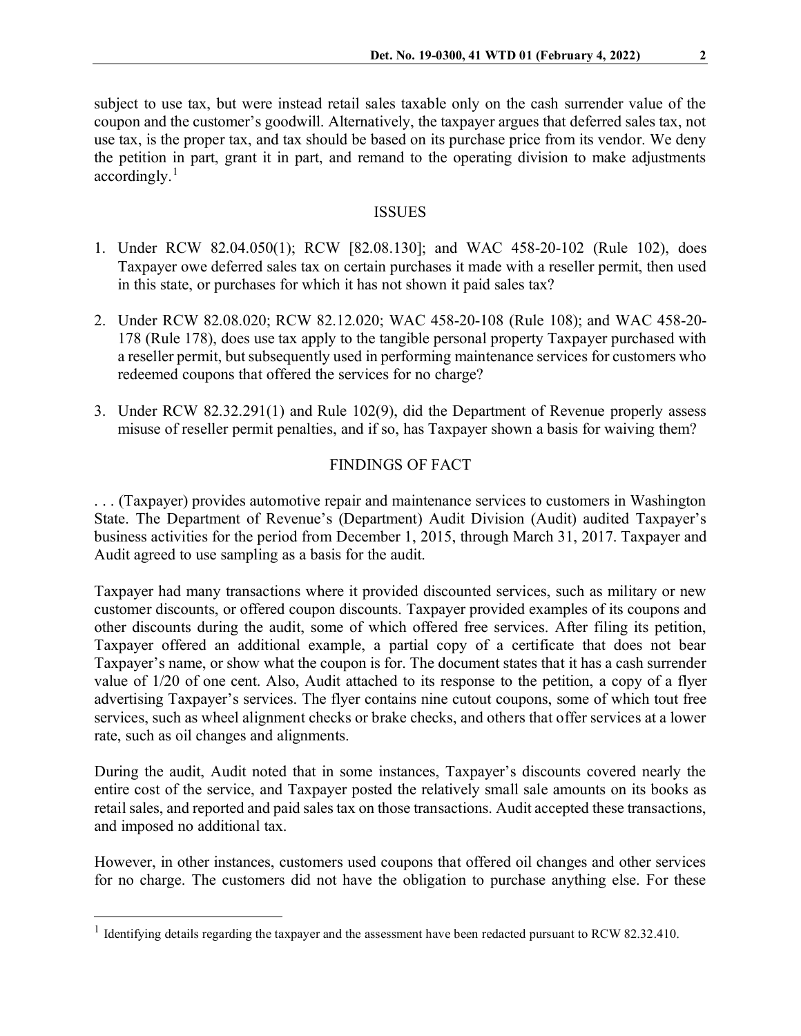subject to use tax, but were instead retail sales taxable only on the cash surrender value of the coupon and the customer's goodwill. Alternatively, the taxpayer argues that deferred sales tax, not use tax, is the proper tax, and tax should be based on its purchase price from its vendor. We deny the petition in part, grant it in part, and remand to the operating division to make adjustments accordingly.[1]

## ISSUES

1. Under RCW 82.04.050(1); RCW [82.08.130]; and WAC 458-20-102 (Rule 102), does Taxpayer owe deferred sales tax on certain purchases it made with a reseller permit, then used in this state, or purchases for which it has not shown it paid sales tax?

2. Under RCW 82.08.020; RCW 82.12.020; WAC 458-20-108 (Rule 108); and WAC 458-20-178 (Rule 178), does use tax apply to the tangible personal property Taxpayer purchased with a reseller permit, but subsequently used in performing maintenance services for customers who redeemed coupons that offered the services for no charge?

3. Under RCW 82.32.291(1) and Rule 102(9), did the Department of Revenue properly assess misuse of reseller permit penalties, and if so, has Taxpayer shown a basis for waiving them?

## FINDINGS OF FACT

. . . (Taxpayer) provides automotive repair and maintenance services to customers in Washington State. The Department of Revenue's (Department) Audit Division (Audit) audited Taxpayer's business activities for the period from December 1, 2015, through March 31, 2017. Taxpayer and Audit agreed to use sampling as a basis for the audit.

Taxpayer had many transactions where it provided discounted services, such as military or new customer discounts, or offered coupon discounts. Taxpayer provided examples of its coupons and other discounts during the audit, some of which offered free services. After filing its petition, Taxpayer offered an additional example, a partial copy of a certificate that does not bear Taxpayer's name, or show what the coupon is for. The document states that it has a cash surrender value of 1/20 of one cent. Also, Audit attached to its response to the petition, a copy of a flyer advertising Taxpayer's services. The flyer contains nine cutout coupons, some of which tout free services, such as wheel alignment checks or brake checks, and others that offer services at a lower rate, such as oil changes and alignments.

During the audit, Audit noted that in some instances, Taxpayer's discounts covered nearly the entire cost of the service, and Taxpayer posted the relatively small sale amounts on its books as retail sales, and reported and paid sales tax on those transactions. Audit accepted these transactions, and imposed no additional tax.

However, in other instances, customers used coupons that offered oil changes and other services for no charge. The customers did not have the obligation to purchase anything else. For these

[1] Identifying details regarding the taxpayer and the assessment have been redacted pursuant to RCW 82.32.410.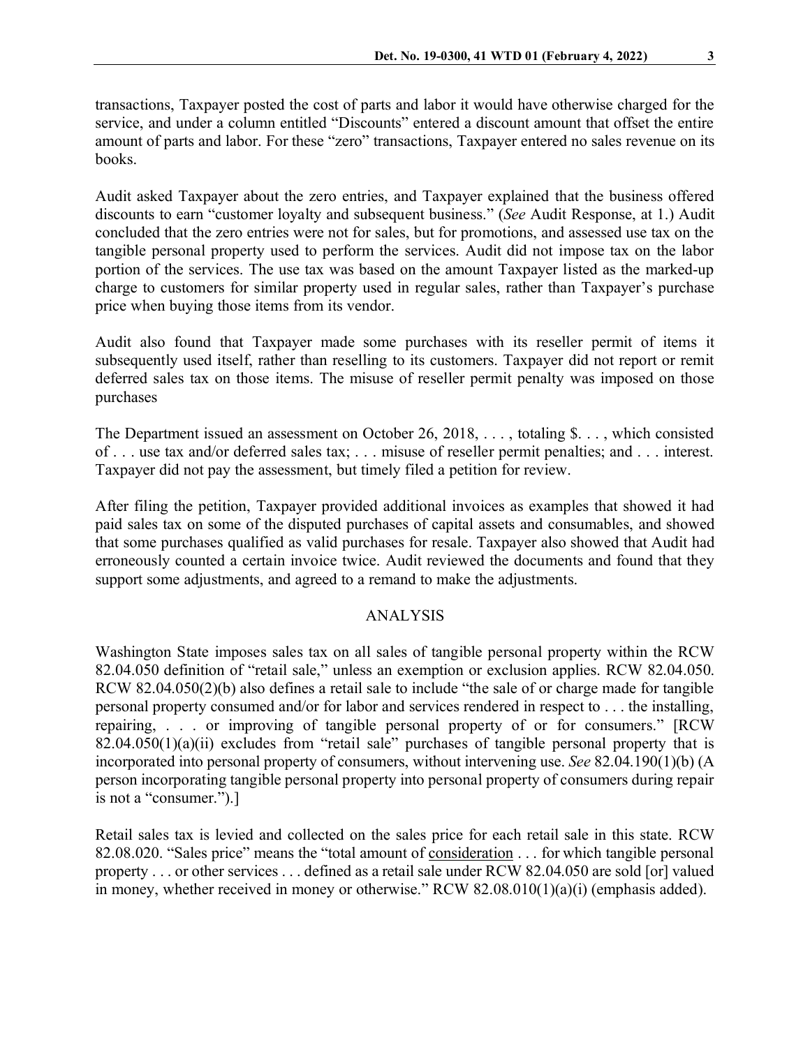transactions, Taxpayer posted the cost of parts and labor it would have otherwise charged for the service, and under a column entitled "Discounts" entered a discount amount that offset the entire amount of parts and labor. For these "zero" transactions, Taxpayer entered no sales revenue on its books.

Audit asked Taxpayer about the zero entries, and Taxpayer explained that the business offered discounts to earn "customer loyalty and subsequent business." (*See* Audit Response, at 1.) Audit concluded that the zero entries were not for sales, but for promotions, and assessed use tax on the tangible personal property used to perform the services. Audit did not impose tax on the labor portion of the services. The use tax was based on the amount Taxpayer listed as the marked-up charge to customers for similar property used in regular sales, rather than Taxpayer's purchase price when buying those items from its vendor.

Audit also found that Taxpayer made some purchases with its reseller permit of items it subsequently used itself, rather than reselling to its customers. Taxpayer did not report or remit deferred sales tax on those items. The misuse of reseller permit penalty was imposed on those purchases

The Department issued an assessment on October 26, 2018, . . . , totaling $. . . , which consisted of . . . use tax and/or deferred sales tax; . . . misuse of reseller permit penalties; and . . . interest. Taxpayer did not pay the assessment, but timely filed a petition for review.

After filing the petition, Taxpayer provided additional invoices as examples that showed it had paid sales tax on some of the disputed purchases of capital assets and consumables, and showed that some purchases qualified as valid purchases for resale. Taxpayer also showed that Audit had erroneously counted a certain invoice twice. Audit reviewed the documents and found that they support some adjustments, and agreed to a remand to make the adjustments.

## ANALYSIS

Washington State imposes sales tax on all sales of tangible personal property within the RCW 82.04.050 definition of "retail sale," unless an exemption or exclusion applies. RCW 82.04.050. RCW 82.04.050(2)(b) also defines a retail sale to include "the sale of or charge made for tangible personal property consumed and/or for labor and services rendered in respect to . . . the installing, repairing, . . . or improving of tangible personal property of or for consumers." [RCW 82.04.050(1)(a)(ii) excludes from "retail sale" purchases of tangible personal property that is incorporated into personal property of consumers, without intervening use. *See* 82.04.190(1)(b) (A person incorporating tangible personal property into personal property of consumers during repair is not a "consumer.").]

Retail sales tax is levied and collected on the sales price for each retail sale in this state. RCW 82.08.020. "Sales price" means the "total amount of <u>consideration</u> . . . for which tangible personal property . . . or other services . . . defined as a retail sale under RCW 82.04.050 are sold [or] valued in money, whether received in money or otherwise." RCW 82.08.010(1)(a)(i) (emphasis added).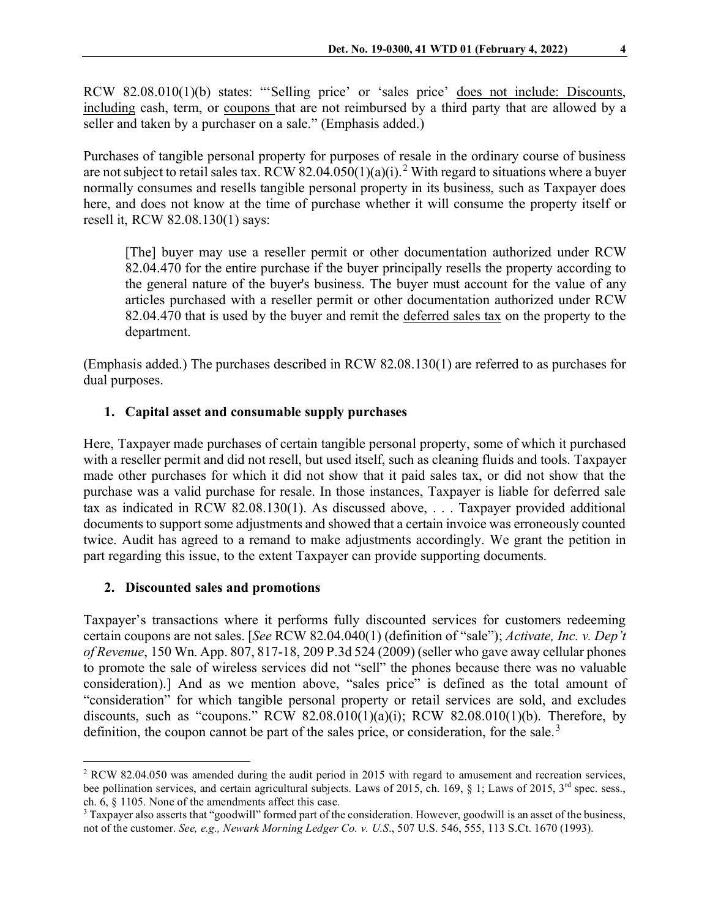RCW 82.08.010(1)(b) states: "'Selling price' or 'sales price' <u>does not include: Discounts</u>, <u>including</u> cash, term, or <u>coupons</u> that are not reimbursed by a third party that are allowed by a seller and taken by a purchaser on a sale." (Emphasis added.)

Purchases of tangible personal property for purposes of resale in the ordinary course of business are not subject to retail sales tax. RCW 82.04.050(1)(a)(i).[2] With regard to situations where a buyer normally consumes and resells tangible personal property in its business, such as Taxpayer does here, and does not know at the time of purchase whether it will consume the property itself or resell it, RCW 82.08.130(1) says:

> [The] buyer may use a reseller permit or other documentation authorized under RCW 82.04.470 for the entire purchase if the buyer principally resells the property according to the general nature of the buyer's business. The buyer must account for the value of any articles purchased with a reseller permit or other documentation authorized under RCW 82.04.470 that is used by the buyer and remit the <u>deferred sales tax</u> on the property to the department.

(Emphasis added.) The purchases described in RCW 82.08.130(1) are referred to as purchases for dual purposes.

### 1. Capital asset and consumable supply purchases

Here, Taxpayer made purchases of certain tangible personal property, some of which it purchased with a reseller permit and did not resell, but used itself, such as cleaning fluids and tools. Taxpayer made other purchases for which it did not show that it paid sales tax, or did not show that the purchase was a valid purchase for resale. In those instances, Taxpayer is liable for deferred sale tax as indicated in RCW 82.08.130(1). As discussed above, . . . Taxpayer provided additional documents to support some adjustments and showed that a certain invoice was erroneously counted twice. Audit has agreed to a remand to make adjustments accordingly. We grant the petition in part regarding this issue, to the extent Taxpayer can provide supporting documents.

### 2. Discounted sales and promotions

Taxpayer's transactions where it performs fully discounted services for customers redeeming certain coupons are not sales. [*See* RCW 82.04.040(1) (definition of "sale"); *Activate, Inc. v. Dep't of Revenue*, 150 Wn. App. 807, 817-18, 209 P.3d 524 (2009) (seller who gave away cellular phones to promote the sale of wireless services did not "sell" the phones because there was no valuable consideration).] And as we mention above, "sales price" is defined as the total amount of "consideration" for which tangible personal property or retail services are sold, and excludes discounts, such as "coupons." RCW 82.08.010(1)(a)(i); RCW 82.08.010(1)(b). Therefore, by definition, the coupon cannot be part of the sales price, or consideration, for the sale.[3]

---

[2] RCW 82.04.050 was amended during the audit period in 2015 with regard to amusement and recreation services, bee pollination services, and certain agricultural subjects. Laws of 2015, ch. 169, § 1; Laws of 2015, 3rd spec. sess., ch. 6, § 1105. None of the amendments affect this case.

[3] Taxpayer also asserts that "goodwill" formed part of the consideration. However, goodwill is an asset of the business, not of the customer. *See, e.g., Newark Morning Ledger Co. v. U.S.*, 507 U.S. 546, 555, 113 S.Ct. 1670 (1993).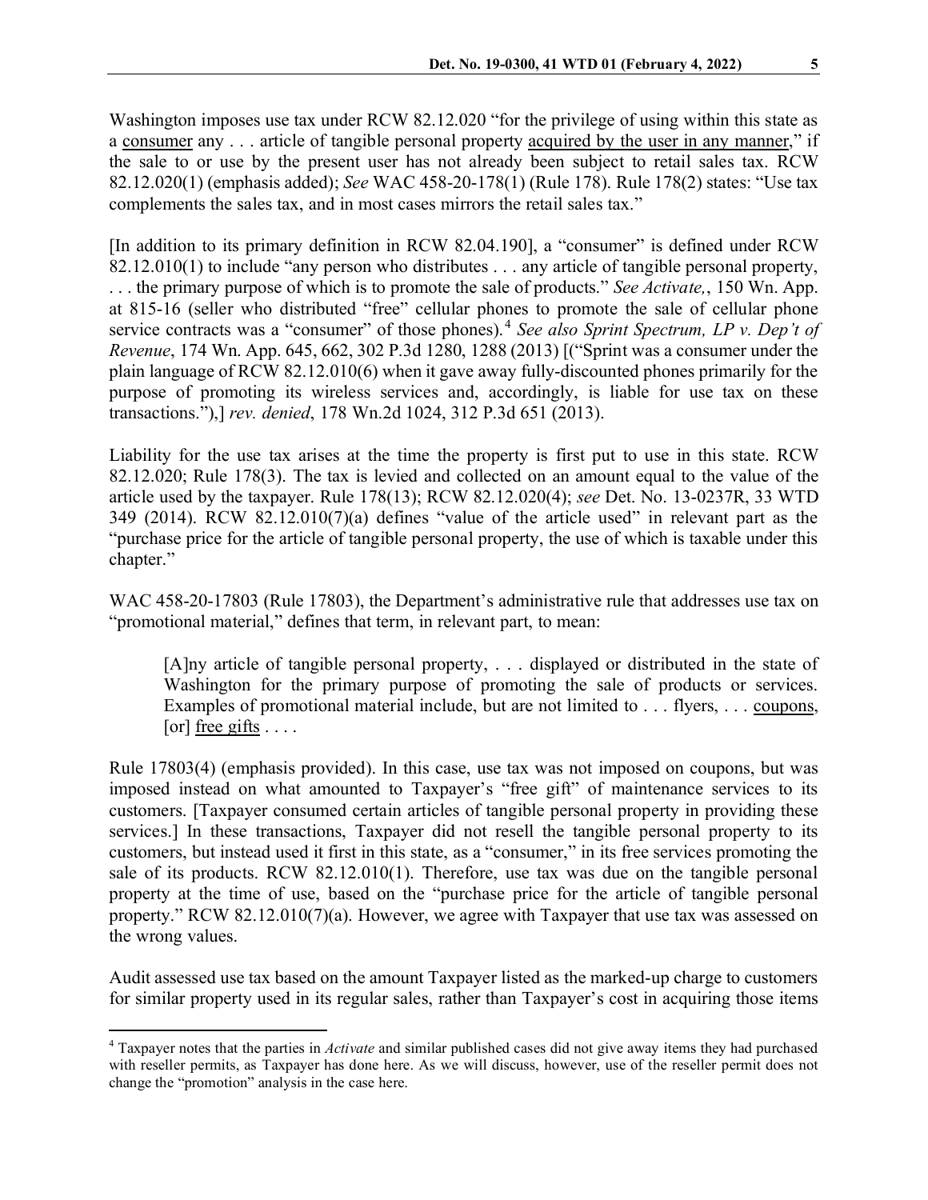Washington imposes use tax under RCW 82.12.020 "for the privilege of using within this state as a consumer any . . . article of tangible personal property acquired by the user in any manner," if the sale to or use by the present user has not already been subject to retail sales tax. RCW 82.12.020(1) (emphasis added); *See* WAC 458-20-178(1) (Rule 178). Rule 178(2) states: "Use tax complements the sales tax, and in most cases mirrors the retail sales tax."

[In addition to its primary definition in RCW 82.04.190], a "consumer" is defined under RCW 82.12.010(1) to include "any person who distributes . . . any article of tangible personal property, . . . the primary purpose of which is to promote the sale of products." *See Activate,*, 150 Wn. App. at 815-16 (seller who distributed "free" cellular phones to promote the sale of cellular phone service contracts was a "consumer" of those phones).[4] *See also Sprint Spectrum, LP v. Dep't of Revenue*, 174 Wn. App. 645, 662, 302 P.3d 1280, 1288 (2013) [("Sprint was a consumer under the plain language of RCW 82.12.010(6) when it gave away fully-discounted phones primarily for the purpose of promoting its wireless services and, accordingly, is liable for use tax on these transactions."),] *rev. denied*, 178 Wn.2d 1024, 312 P.3d 651 (2013).

Liability for the use tax arises at the time the property is first put to use in this state. RCW 82.12.020; Rule 178(3). The tax is levied and collected on an amount equal to the value of the article used by the taxpayer. Rule 178(13); RCW 82.12.020(4); *see* Det. No. 13-0237R, 33 WTD 349 (2014). RCW 82.12.010(7)(a) defines "value of the article used" in relevant part as the "purchase price for the article of tangible personal property, the use of which is taxable under this chapter."

WAC 458-20-17803 (Rule 17803), the Department's administrative rule that addresses use tax on "promotional material," defines that term, in relevant part, to mean:

> [A]ny article of tangible personal property, . . . displayed or distributed in the state of Washington for the primary purpose of promoting the sale of products or services. Examples of promotional material include, but are not limited to . . . flyers, . . . coupons, [or] free gifts . . . .

Rule 17803(4) (emphasis provided). In this case, use tax was not imposed on coupons, but was imposed instead on what amounted to Taxpayer's "free gift" of maintenance services to its customers. [Taxpayer consumed certain articles of tangible personal property in providing these services.] In these transactions, Taxpayer did not resell the tangible personal property to its customers, but instead used it first in this state, as a "consumer," in its free services promoting the sale of its products. RCW 82.12.010(1). Therefore, use tax was due on the tangible personal property at the time of use, based on the "purchase price for the article of tangible personal property." RCW 82.12.010(7)(a). However, we agree with Taxpayer that use tax was assessed on the wrong values.

Audit assessed use tax based on the amount Taxpayer listed as the marked-up charge to customers for similar property used in its regular sales, rather than Taxpayer's cost in acquiring those items

---

[4] Taxpayer notes that the parties in *Activate* and similar published cases did not give away items they had purchased with reseller permits, as Taxpayer has done here. As we will discuss, however, use of the reseller permit does not change the "promotion" analysis in the case here.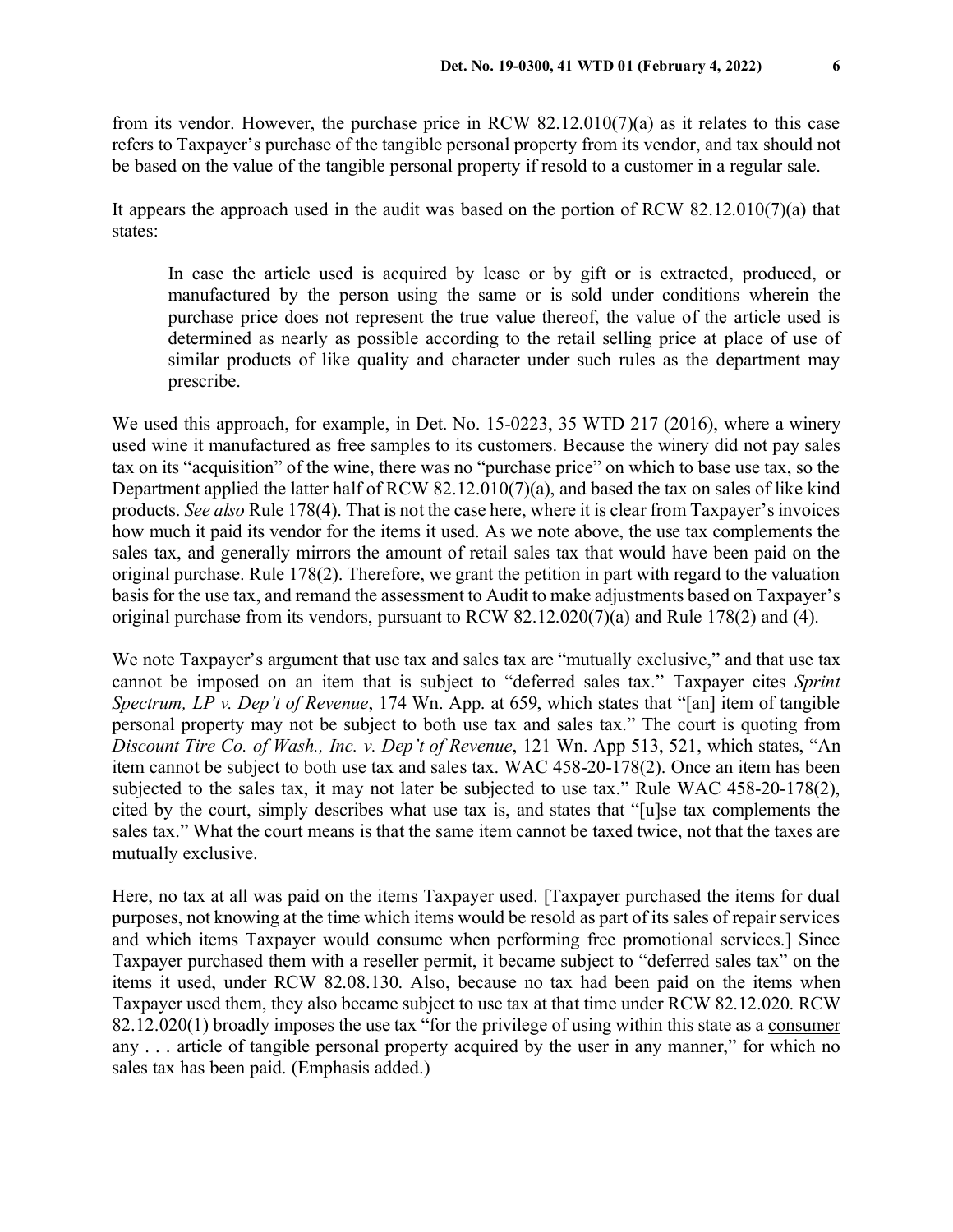from its vendor. However, the purchase price in RCW 82.12.010(7)(a) as it relates to this case refers to Taxpayer's purchase of the tangible personal property from its vendor, and tax should not be based on the value of the tangible personal property if resold to a customer in a regular sale.

It appears the approach used in the audit was based on the portion of RCW 82.12.010(7)(a) that states:

> In case the article used is acquired by lease or by gift or is extracted, produced, or manufactured by the person using the same or is sold under conditions wherein the purchase price does not represent the true value thereof, the value of the article used is determined as nearly as possible according to the retail selling price at place of use of similar products of like quality and character under such rules as the department may prescribe.

We used this approach, for example, in Det. No. 15-0223, 35 WTD 217 (2016), where a winery used wine it manufactured as free samples to its customers. Because the winery did not pay sales tax on its "acquisition" of the wine, there was no "purchase price" on which to base use tax, so the Department applied the latter half of RCW 82.12.010(7)(a), and based the tax on sales of like kind products. *See also* Rule 178(4). That is not the case here, where it is clear from Taxpayer's invoices how much it paid its vendor for the items it used. As we note above, the use tax complements the sales tax, and generally mirrors the amount of retail sales tax that would have been paid on the original purchase. Rule 178(2). Therefore, we grant the petition in part with regard to the valuation basis for the use tax, and remand the assessment to Audit to make adjustments based on Taxpayer's original purchase from its vendors, pursuant to RCW 82.12.020(7)(a) and Rule 178(2) and (4).

We note Taxpayer's argument that use tax and sales tax are "mutually exclusive," and that use tax cannot be imposed on an item that is subject to "deferred sales tax." Taxpayer cites *Sprint Spectrum, LP v. Dep't of Revenue*, 174 Wn. App. at 659, which states that "[an] item of tangible personal property may not be subject to both use tax and sales tax." The court is quoting from *Discount Tire Co. of Wash., Inc. v. Dep't of Revenue*, 121 Wn. App 513, 521, which states, "An item cannot be subject to both use tax and sales tax. WAC 458-20-178(2). Once an item has been subjected to the sales tax, it may not later be subjected to use tax." Rule WAC 458-20-178(2), cited by the court, simply describes what use tax is, and states that "[u]se tax complements the sales tax." What the court means is that the same item cannot be taxed twice, not that the taxes are mutually exclusive.

Here, no tax at all was paid on the items Taxpayer used. [Taxpayer purchased the items for dual purposes, not knowing at the time which items would be resold as part of its sales of repair services and which items Taxpayer would consume when performing free promotional services.] Since Taxpayer purchased them with a reseller permit, it became subject to "deferred sales tax" on the items it used, under RCW 82.08.130. Also, because no tax had been paid on the items when Taxpayer used them, they also became subject to use tax at that time under RCW 82.12.020. RCW 82.12.020(1) broadly imposes the use tax "for the privilege of using within this state as a <u>consumer</u> any . . . article of tangible personal property <u>acquired by the user in any manner</u>," for which no sales tax has been paid. (Emphasis added.)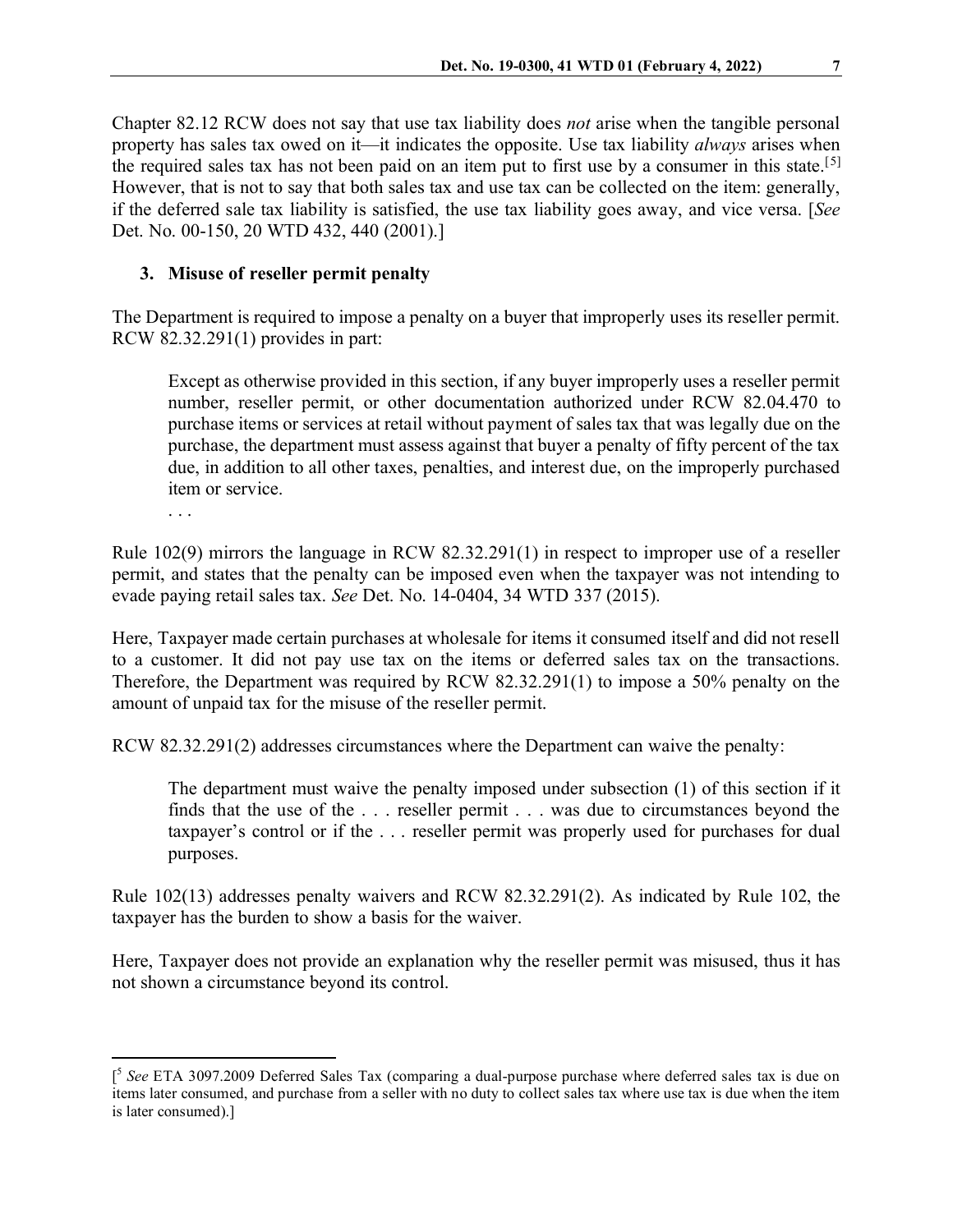Chapter 82.12 RCW does not say that use tax liability does *not* arise when the tangible personal property has sales tax owed on it—it indicates the opposite. Use tax liability *always* arises when the required sales tax has not been paid on an item put to first use by a consumer in this state.[5] However, that is not to say that both sales tax and use tax can be collected on the item: generally, if the deferred sale tax liability is satisfied, the use tax liability goes away, and vice versa. [*See* Det. No. 00-150, 20 WTD 432, 440 (2001).]

### 3. Misuse of reseller permit penalty

The Department is required to impose a penalty on a buyer that improperly uses its reseller permit. RCW 82.32.291(1) provides in part:

> Except as otherwise provided in this section, if any buyer improperly uses a reseller permit number, reseller permit, or other documentation authorized under RCW 82.04.470 to purchase items or services at retail without payment of sales tax that was legally due on the purchase, the department must assess against that buyer a penalty of fifty percent of the tax due, in addition to all other taxes, penalties, and interest due, on the improperly purchased item or service.
>
> . . .

Rule 102(9) mirrors the language in RCW 82.32.291(1) in respect to improper use of a reseller permit, and states that the penalty can be imposed even when the taxpayer was not intending to evade paying retail sales tax. *See* Det. No. 14-0404, 34 WTD 337 (2015).

Here, Taxpayer made certain purchases at wholesale for items it consumed itself and did not resell to a customer. It did not pay use tax on the items or deferred sales tax on the transactions. Therefore, the Department was required by RCW 82.32.291(1) to impose a 50% penalty on the amount of unpaid tax for the misuse of the reseller permit.

RCW 82.32.291(2) addresses circumstances where the Department can waive the penalty:

> The department must waive the penalty imposed under subsection (1) of this section if it finds that the use of the . . . reseller permit . . . was due to circumstances beyond the taxpayer's control or if the . . . reseller permit was properly used for purchases for dual purposes.

Rule 102(13) addresses penalty waivers and RCW 82.32.291(2). As indicated by Rule 102, the taxpayer has the burden to show a basis for the waiver.

Here, Taxpayer does not provide an explanation why the reseller permit was misused, thus it has not shown a circumstance beyond its control.

---

[5 *See* ETA 3097.2009 Deferred Sales Tax (comparing a dual-purpose purchase where deferred sales tax is due on items later consumed, and purchase from a seller with no duty to collect sales tax where use tax is due when the item is later consumed).]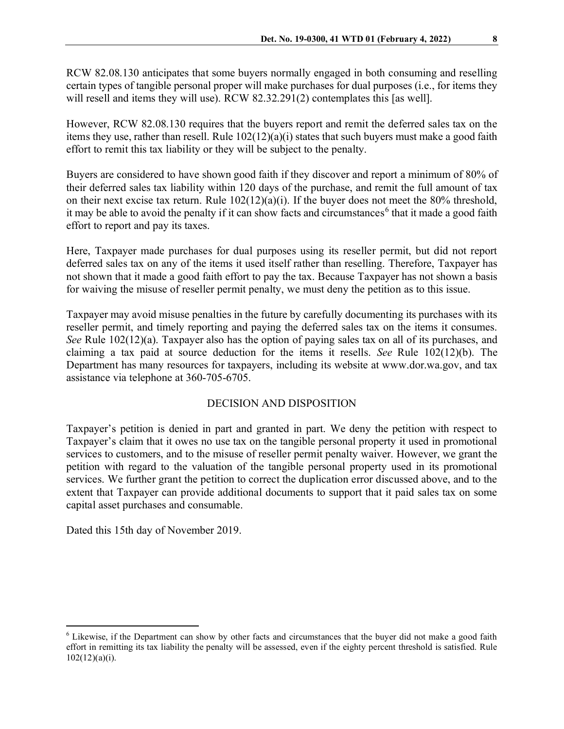RCW 82.08.130 anticipates that some buyers normally engaged in both consuming and reselling certain types of tangible personal proper will make purchases for dual purposes (i.e., for items they will resell and items they will use). RCW 82.32.291(2) contemplates this [as well].

However, RCW 82.08.130 requires that the buyers report and remit the deferred sales tax on the items they use, rather than resell. Rule 102(12)(a)(i) states that such buyers must make a good faith effort to remit this tax liability or they will be subject to the penalty.

Buyers are considered to have shown good faith if they discover and report a minimum of 80% of their deferred sales tax liability within 120 days of the purchase, and remit the full amount of tax on their next excise tax return. Rule 102(12)(a)(i). If the buyer does not meet the 80% threshold, it may be able to avoid the penalty if it can show facts and circumstances[6] that it made a good faith effort to report and pay its taxes.

Here, Taxpayer made purchases for dual purposes using its reseller permit, but did not report deferred sales tax on any of the items it used itself rather than reselling. Therefore, Taxpayer has not shown that it made a good faith effort to pay the tax. Because Taxpayer has not shown a basis for waiving the misuse of reseller permit penalty, we must deny the petition as to this issue.

Taxpayer may avoid misuse penalties in the future by carefully documenting its purchases with its reseller permit, and timely reporting and paying the deferred sales tax on the items it consumes. *See* Rule 102(12)(a). Taxpayer also has the option of paying sales tax on all of its purchases, and claiming a tax paid at source deduction for the items it resells. *See* Rule 102(12)(b). The Department has many resources for taxpayers, including its website at www.dor.wa.gov, and tax assistance via telephone at 360-705-6705.

## DECISION AND DISPOSITION

Taxpayer's petition is denied in part and granted in part. We deny the petition with respect to Taxpayer's claim that it owes no use tax on the tangible personal property it used in promotional services to customers, and to the misuse of reseller permit penalty waiver. However, we grant the petition with regard to the valuation of the tangible personal property used in its promotional services. We further grant the petition to correct the duplication error discussed above, and to the extent that Taxpayer can provide additional documents to support that it paid sales tax on some capital asset purchases and consumable.

Dated this 15th day of November 2019.

---

[6] Likewise, if the Department can show by other facts and circumstances that the buyer did not make a good faith effort in remitting its tax liability the penalty will be assessed, even if the eighty percent threshold is satisfied. Rule 102(12)(a)(i).